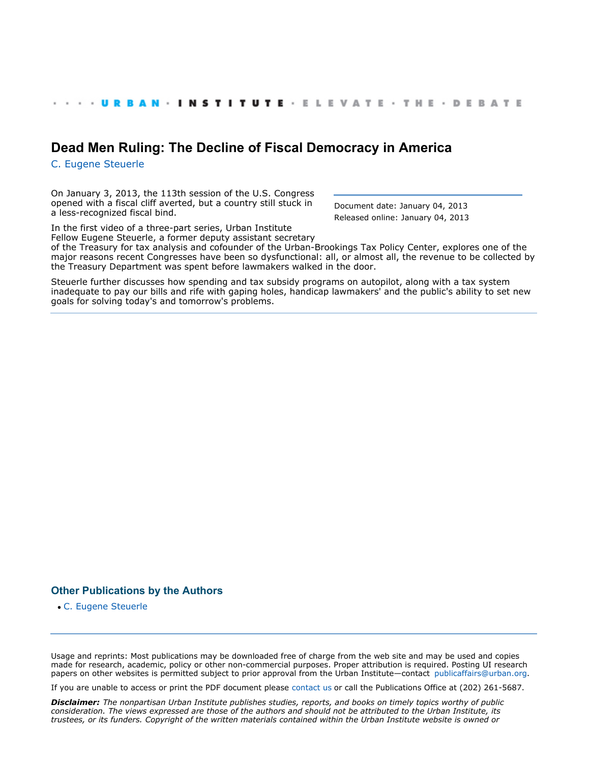URBAN · INSTITUTE · ELEVATE · THE · DEBATE

# Dead Men Ruling: The Decline of Fiscal Democracy in America

C. Eugene Steuerle

Document date: January 04, 2013
Released online: January 04, 2013

On January 3, 2013, the 113th session of the U.S. Congress opened with a fiscal cliff averted, but a country still stuck in a less-recognized fiscal bind.

In the first video of a three-part series, Urban Institute Fellow Eugene Steuerle, a former deputy assistant secretary of the Treasury for tax analysis and cofounder of the Urban-Brookings Tax Policy Center, explores one of the major reasons recent Congresses have been so dysfunctional: all, or almost all, the revenue to be collected by the Treasury Department was spent before lawmakers walked in the door.

Steuerle further discusses how spending and tax subsidy programs on autopilot, along with a tax system inadequate to pay our bills and rife with gaping holes, handicap lawmakers' and the public's ability to set new goals for solving today's and tomorrow's problems.

## Other Publications by the Authors

- C. Eugene Steuerle

Usage and reprints: Most publications may be downloaded free of charge from the web site and may be used and copies made for research, academic, policy or other non-commercial purposes. Proper attribution is required. Posting UI research papers on other websites is permitted subject to prior approval from the Urban Institute—contact publicaffairs@urban.org.

If you are unable to access or print the PDF document please contact us or call the Publications Office at (202) 261-5687.

***Disclaimer:*** *The nonpartisan Urban Institute publishes studies, reports, and books on timely topics worthy of public consideration. The views expressed are those of the authors and should not be attributed to the Urban Institute, its trustees, or its funders. Copyright of the written materials contained within the Urban Institute website is owned or*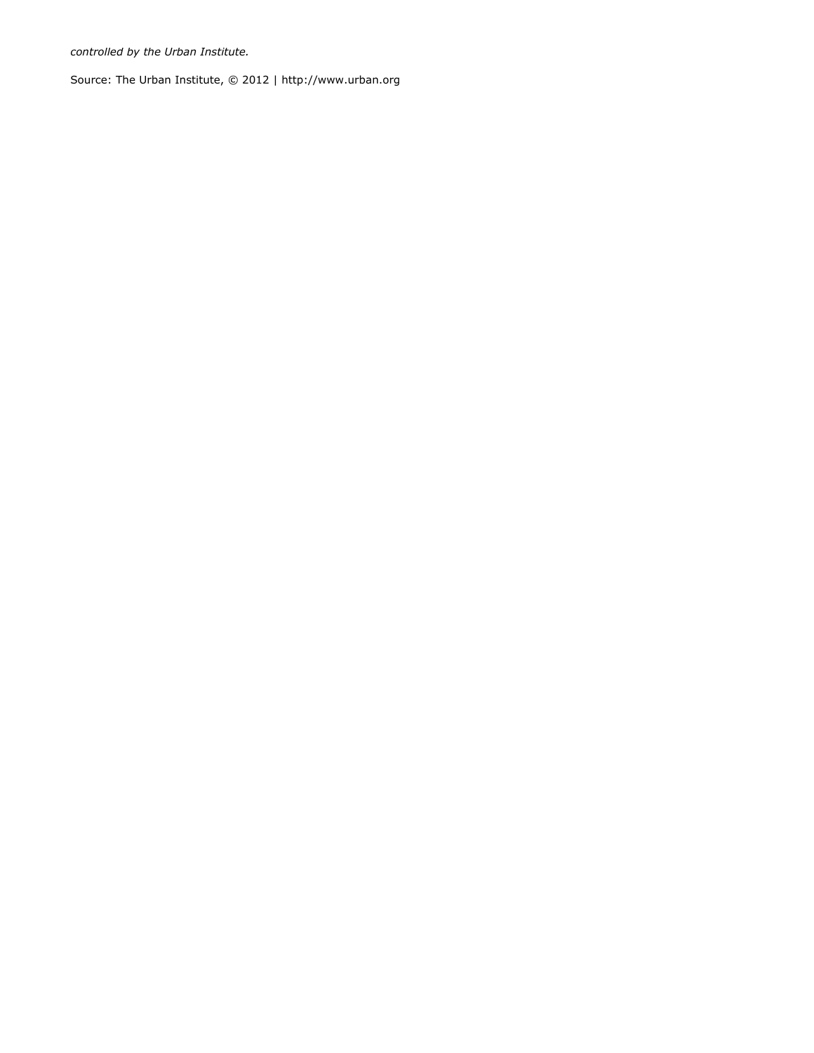*controlled by the Urban Institute.*

Source: The Urban Institute, © 2012 | http://www.urban.org